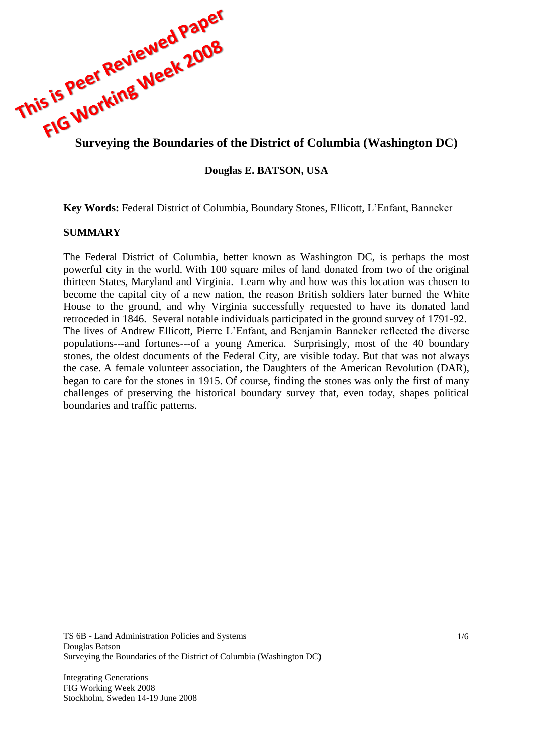This is Peer Reviewed Paper
FIG Working Week 2008

# Surveying the Boundaries of the District of Columbia (Washington DC)

**Douglas E. BATSON, USA**

**Key Words:** Federal District of Columbia, Boundary Stones, Ellicott, L'Enfant, Banneker

## SUMMARY

The Federal District of Columbia, better known as Washington DC, is perhaps the most powerful city in the world. With 100 square miles of land donated from two of the original thirteen States, Maryland and Virginia. Learn why and how was this location was chosen to become the capital city of a new nation, the reason British soldiers later burned the White House to the ground, and why Virginia successfully requested to have its donated land retroceded in 1846. Several notable individuals participated in the ground survey of 1791-92. The lives of Andrew Ellicott, Pierre L'Enfant, and Benjamin Banneker reflected the diverse populations---and fortunes---of a young America. Surprisingly, most of the 40 boundary stones, the oldest documents of the Federal City, are visible today. But that was not always the case. A female volunteer association, the Daughters of the American Revolution (DAR), began to care for the stones in 1915. Of course, finding the stones was only the first of many challenges of preserving the historical boundary survey that, even today, shapes political boundaries and traffic patterns.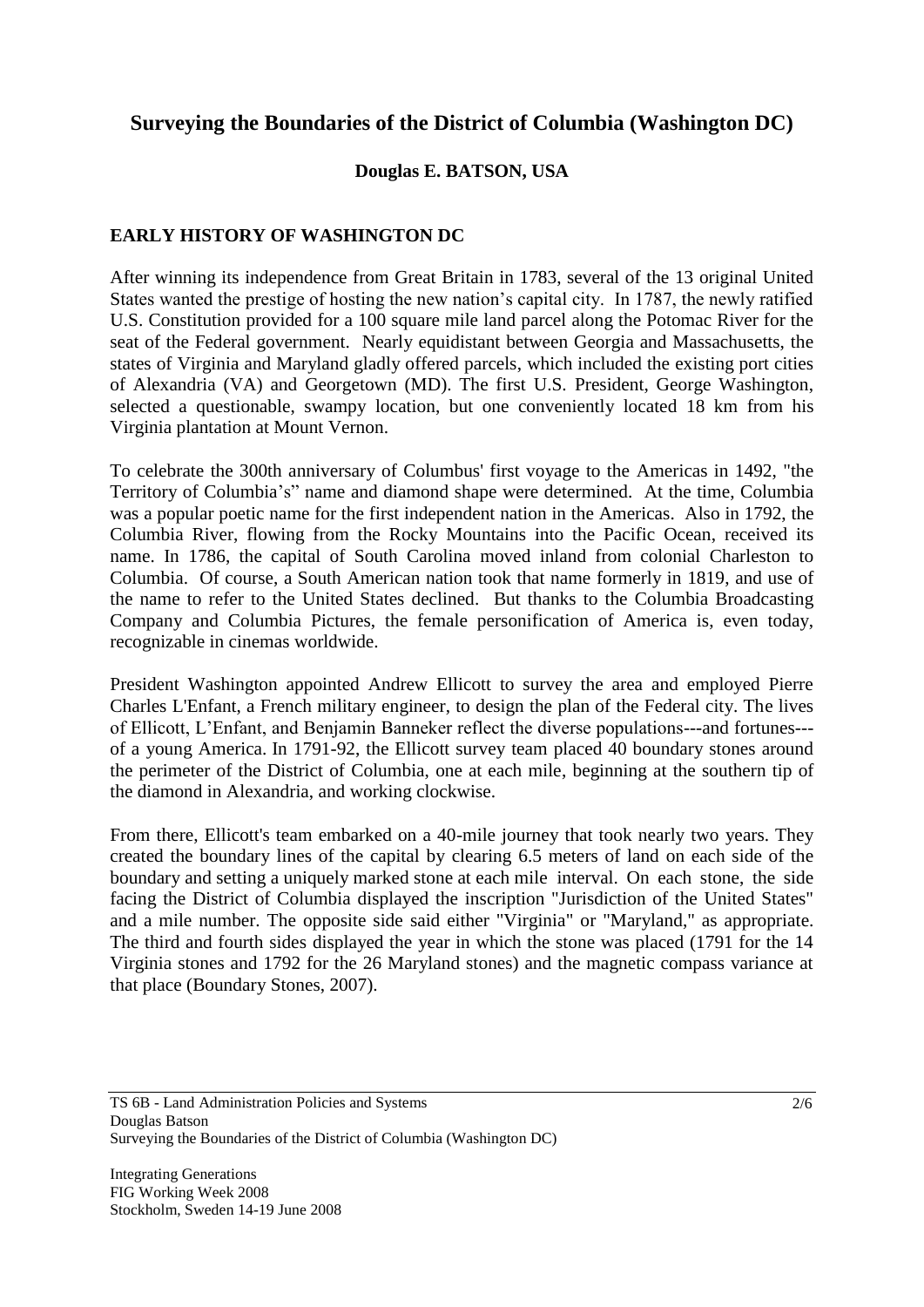# Surveying the Boundaries of the District of Columbia (Washington DC)

**Douglas E. BATSON, USA**

## EARLY HISTORY OF WASHINGTON DC

After winning its independence from Great Britain in 1783, several of the 13 original United States wanted the prestige of hosting the new nation's capital city. In 1787, the newly ratified U.S. Constitution provided for a 100 square mile land parcel along the Potomac River for the seat of the Federal government. Nearly equidistant between Georgia and Massachusetts, the states of Virginia and Maryland gladly offered parcels, which included the existing port cities of Alexandria (VA) and Georgetown (MD). The first U.S. President, George Washington, selected a questionable, swampy location, but one conveniently located 18 km from his Virginia plantation at Mount Vernon.

To celebrate the 300th anniversary of Columbus' first voyage to the Americas in 1492, "the Territory of Columbia's" name and diamond shape were determined. At the time, Columbia was a popular poetic name for the first independent nation in the Americas. Also in 1792, the Columbia River, flowing from the Rocky Mountains into the Pacific Ocean, received its name. In 1786, the capital of South Carolina moved inland from colonial Charleston to Columbia. Of course, a South American nation took that name formerly in 1819, and use of the name to refer to the United States declined. But thanks to the Columbia Broadcasting Company and Columbia Pictures, the female personification of America is, even today, recognizable in cinemas worldwide.

President Washington appointed Andrew Ellicott to survey the area and employed Pierre Charles L'Enfant, a French military engineer, to design the plan of the Federal city. The lives of Ellicott, L'Enfant, and Benjamin Banneker reflect the diverse populations---and fortunes---of a young America. In 1791-92, the Ellicott survey team placed 40 boundary stones around the perimeter of the District of Columbia, one at each mile, beginning at the southern tip of the diamond in Alexandria, and working clockwise.

From there, Ellicott's team embarked on a 40-mile journey that took nearly two years. They created the boundary lines of the capital by clearing 6.5 meters of land on each side of the boundary and setting a uniquely marked stone at each mile interval. On each stone, the side facing the District of Columbia displayed the inscription "Jurisdiction of the United States" and a mile number. The opposite side said either "Virginia" or "Maryland," as appropriate. The third and fourth sides displayed the year in which the stone was placed (1791 for the 14 Virginia stones and 1792 for the 26 Maryland stones) and the magnetic compass variance at that place (Boundary Stones, 2007).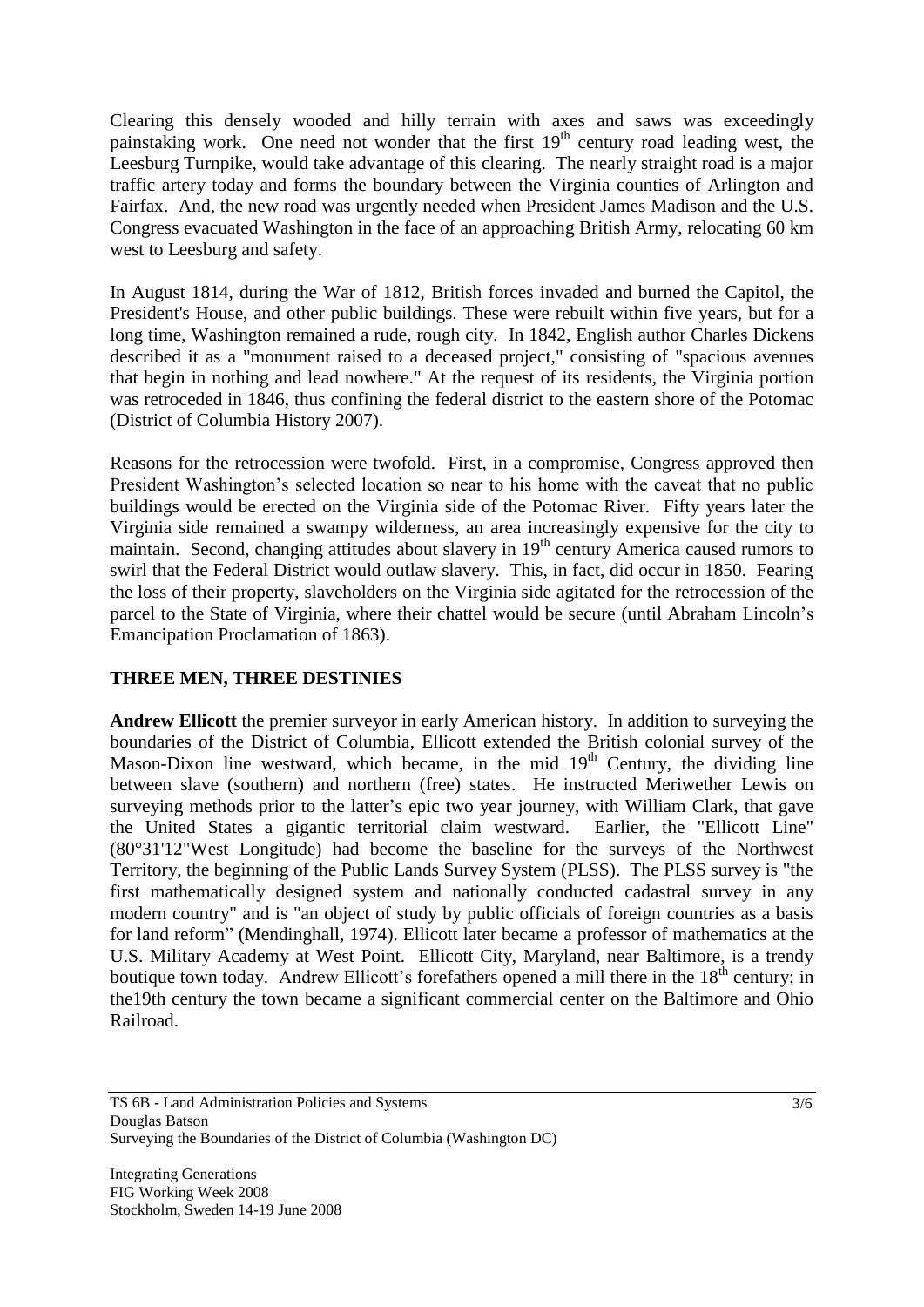Clearing this densely wooded and hilly terrain with axes and saws was exceedingly painstaking work. One need not wonder that the first 19th century road leading west, the Leesburg Turnpike, would take advantage of this clearing. The nearly straight road is a major traffic artery today and forms the boundary between the Virginia counties of Arlington and Fairfax. And, the new road was urgently needed when President James Madison and the U.S. Congress evacuated Washington in the face of an approaching British Army, relocating 60 km west to Leesburg and safety.

In August 1814, during the War of 1812, British forces invaded and burned the Capitol, the President's House, and other public buildings. These were rebuilt within five years, but for a long time, Washington remained a rude, rough city. In 1842, English author Charles Dickens described it as a "monument raised to a deceased project," consisting of "spacious avenues that begin in nothing and lead nowhere." At the request of its residents, the Virginia portion was retroceded in 1846, thus confining the federal district to the eastern shore of the Potomac (District of Columbia History 2007).

Reasons for the retrocession were twofold. First, in a compromise, Congress approved then President Washington's selected location so near to his home with the caveat that no public buildings would be erected on the Virginia side of the Potomac River. Fifty years later the Virginia side remained a swampy wilderness, an area increasingly expensive for the city to maintain. Second, changing attitudes about slavery in 19th century America caused rumors to swirl that the Federal District would outlaw slavery. This, in fact, did occur in 1850. Fearing the loss of their property, slaveholders on the Virginia side agitated for the retrocession of the parcel to the State of Virginia, where their chattel would be secure (until Abraham Lincoln's Emancipation Proclamation of 1863).

## THREE MEN, THREE DESTINIES

**Andrew Ellicott** the premier surveyor in early American history. In addition to surveying the boundaries of the District of Columbia, Ellicott extended the British colonial survey of the Mason-Dixon line westward, which became, in the mid 19th Century, the dividing line between slave (southern) and northern (free) states. He instructed Meriwether Lewis on surveying methods prior to the latter's epic two year journey, with William Clark, that gave the United States a gigantic territorial claim westward. Earlier, the "Ellicott Line" (80°31'12"West Longitude) had become the baseline for the surveys of the Northwest Territory, the beginning of the Public Lands Survey System (PLSS). The PLSS survey is "the first mathematically designed system and nationally conducted cadastral survey in any modern country" and is "an object of study by public officials of foreign countries as a basis for land reform" (Mendinghall, 1974). Ellicott later became a professor of mathematics at the U.S. Military Academy at West Point. Ellicott City, Maryland, near Baltimore, is a trendy boutique town today. Andrew Ellicott's forefathers opened a mill there in the 18th century; in the19th century the town became a significant commercial center on the Baltimore and Ohio Railroad.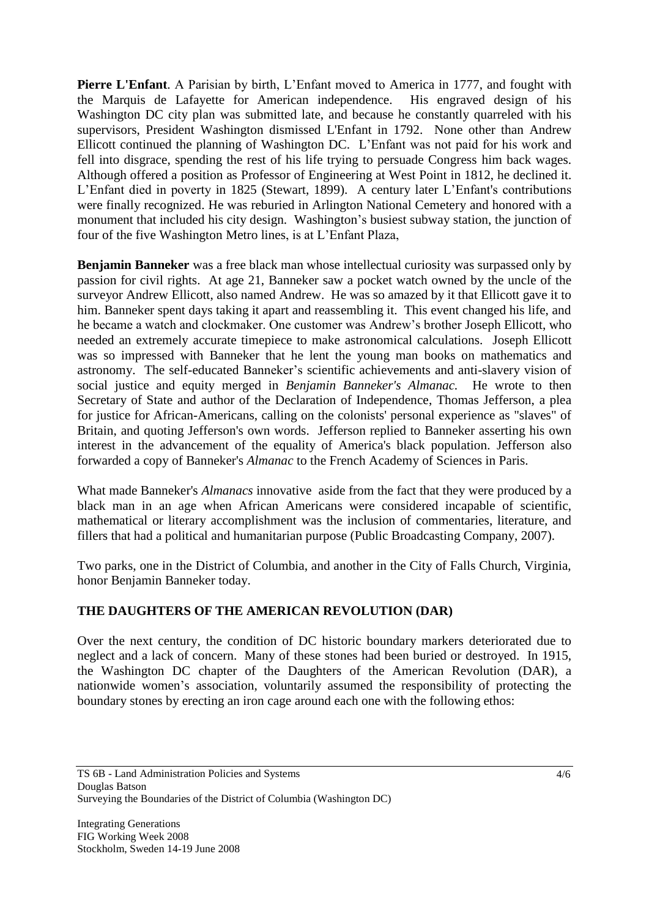**Pierre L'Enfant**. A Parisian by birth, L'Enfant moved to America in 1777, and fought with the Marquis de Lafayette for American independence. His engraved design of his Washington DC city plan was submitted late, and because he constantly quarreled with his supervisors, President Washington dismissed L'Enfant in 1792. None other than Andrew Ellicott continued the planning of Washington DC. L'Enfant was not paid for his work and fell into disgrace, spending the rest of his life trying to persuade Congress him back wages. Although offered a position as Professor of Engineering at West Point in 1812, he declined it. L'Enfant died in poverty in 1825 (Stewart, 1899). A century later L'Enfant's contributions were finally recognized. He was reburied in Arlington National Cemetery and honored with a monument that included his city design. Washington's busiest subway station, the junction of four of the five Washington Metro lines, is at L'Enfant Plaza,

**Benjamin Banneker** was a free black man whose intellectual curiosity was surpassed only by passion for civil rights. At age 21, Banneker saw a pocket watch owned by the uncle of the surveyor Andrew Ellicott, also named Andrew. He was so amazed by it that Ellicott gave it to him. Banneker spent days taking it apart and reassembling it. This event changed his life, and he became a watch and clockmaker. One customer was Andrew's brother Joseph Ellicott, who needed an extremely accurate timepiece to make astronomical calculations. Joseph Ellicott was so impressed with Banneker that he lent the young man books on mathematics and astronomy. The self-educated Banneker's scientific achievements and anti-slavery vision of social justice and equity merged in *Benjamin Banneker's Almanac.* He wrote to then Secretary of State and author of the Declaration of Independence, Thomas Jefferson, a plea for justice for African-Americans, calling on the colonists' personal experience as "slaves" of Britain, and quoting Jefferson's own words. Jefferson replied to Banneker asserting his own interest in the advancement of the equality of America's black population. Jefferson also forwarded a copy of Banneker's *Almanac* to the French Academy of Sciences in Paris.

What made Banneker's *Almanacs* innovative aside from the fact that they were produced by a black man in an age when African Americans were considered incapable of scientific, mathematical or literary accomplishment was the inclusion of commentaries, literature, and fillers that had a political and humanitarian purpose (Public Broadcasting Company, 2007).

Two parks, one in the District of Columbia, and another in the City of Falls Church, Virginia, honor Benjamin Banneker today.

## THE DAUGHTERS OF THE AMERICAN REVOLUTION (DAR)

Over the next century, the condition of DC historic boundary markers deteriorated due to neglect and a lack of concern. Many of these stones had been buried or destroyed. In 1915, the Washington DC chapter of the Daughters of the American Revolution (DAR), a nationwide women's association, voluntarily assumed the responsibility of protecting the boundary stones by erecting an iron cage around each one with the following ethos: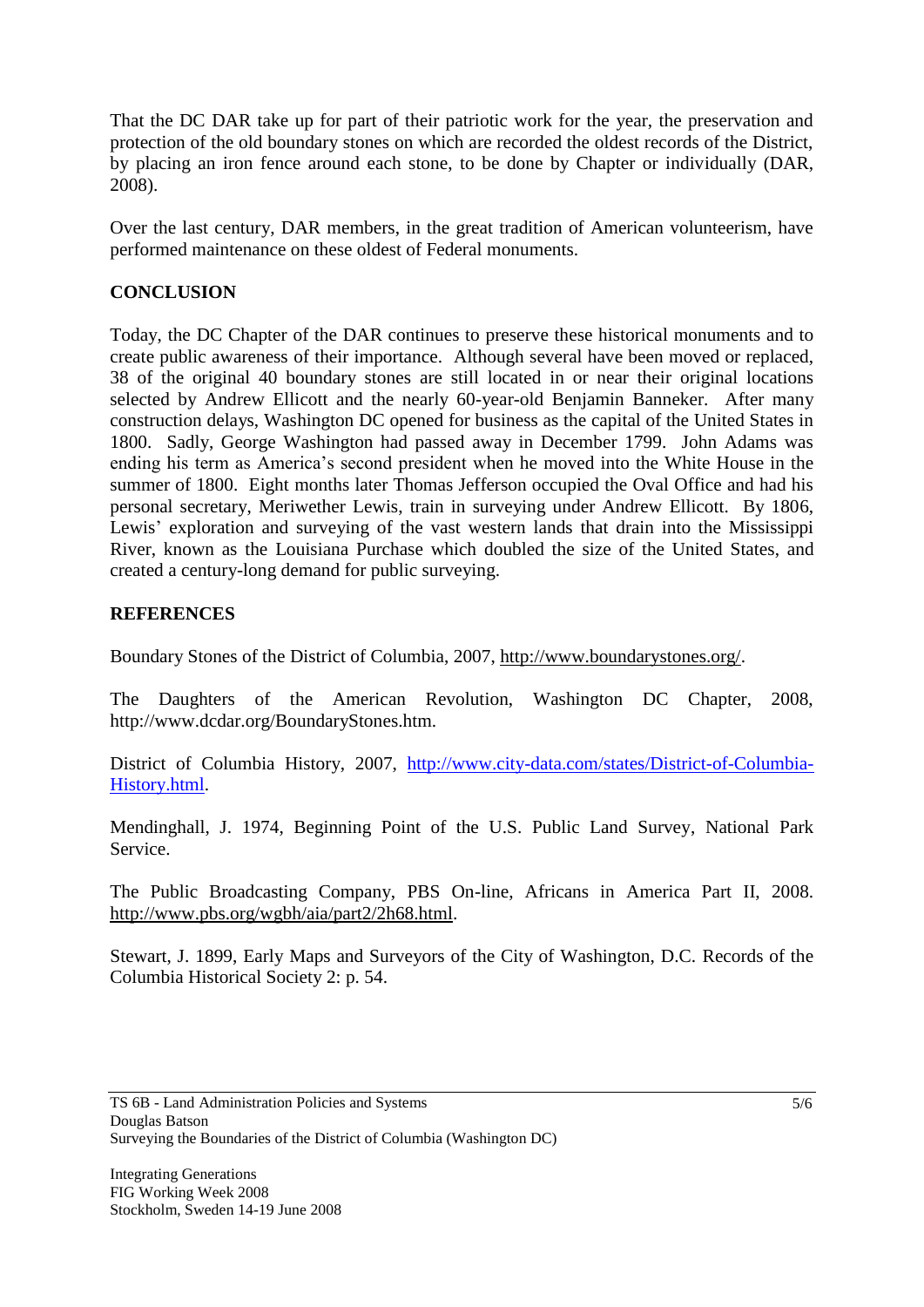That the DC DAR take up for part of their patriotic work for the year, the preservation and protection of the old boundary stones on which are recorded the oldest records of the District, by placing an iron fence around each stone, to be done by Chapter or individually (DAR, 2008).

Over the last century, DAR members, in the great tradition of American volunteerism, have performed maintenance on these oldest of Federal monuments.

## CONCLUSION

Today, the DC Chapter of the DAR continues to preserve these historical monuments and to create public awareness of their importance. Although several have been moved or replaced, 38 of the original 40 boundary stones are still located in or near their original locations selected by Andrew Ellicott and the nearly 60-year-old Benjamin Banneker. After many construction delays, Washington DC opened for business as the capital of the United States in 1800. Sadly, George Washington had passed away in December 1799. John Adams was ending his term as America's second president when he moved into the White House in the summer of 1800. Eight months later Thomas Jefferson occupied the Oval Office and had his personal secretary, Meriwether Lewis, train in surveying under Andrew Ellicott. By 1806, Lewis' exploration and surveying of the vast western lands that drain into the Mississippi River, known as the Louisiana Purchase which doubled the size of the United States, and created a century-long demand for public surveying.

## REFERENCES

Boundary Stones of the District of Columbia, 2007, http://www.boundarystones.org/.

The Daughters of the American Revolution, Washington DC Chapter, 2008, http://www.dcdar.org/BoundaryStones.htm.

District of Columbia History, 2007, http://www.city-data.com/states/District-of-Columbia-History.html.

Mendinghall, J. 1974, Beginning Point of the U.S. Public Land Survey, National Park Service.

The Public Broadcasting Company, PBS On-line, Africans in America Part II, 2008. http://www.pbs.org/wgbh/aia/part2/2h68.html.

Stewart, J. 1899, Early Maps and Surveyors of the City of Washington, D.C. Records of the Columbia Historical Society 2: p. 54.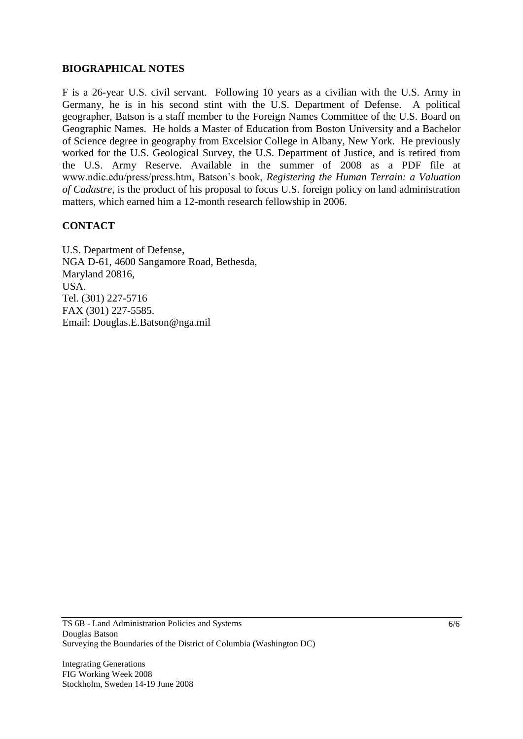## BIOGRAPHICAL NOTES

F is a 26-year U.S. civil servant. Following 10 years as a civilian with the U.S. Army in Germany, he is in his second stint with the U.S. Department of Defense. A political geographer, Batson is a staff member to the Foreign Names Committee of the U.S. Board on Geographic Names. He holds a Master of Education from Boston University and a Bachelor of Science degree in geography from Excelsior College in Albany, New York. He previously worked for the U.S. Geological Survey, the U.S. Department of Justice, and is retired from the U.S. Army Reserve. Available in the summer of 2008 as a PDF file at www.ndic.edu/press/press.htm, Batson's book, *Registering the Human Terrain: a Valuation of Cadastre*, is the product of his proposal to focus U.S. foreign policy on land administration matters, which earned him a 12-month research fellowship in 2006.

## CONTACT

U.S. Department of Defense,
NGA D-61, 4600 Sangamore Road, Bethesda,
Maryland 20816,
USA.
Tel. (301) 227-5716
FAX (301) 227-5585.
Email: Douglas.E.Batson@nga.mil